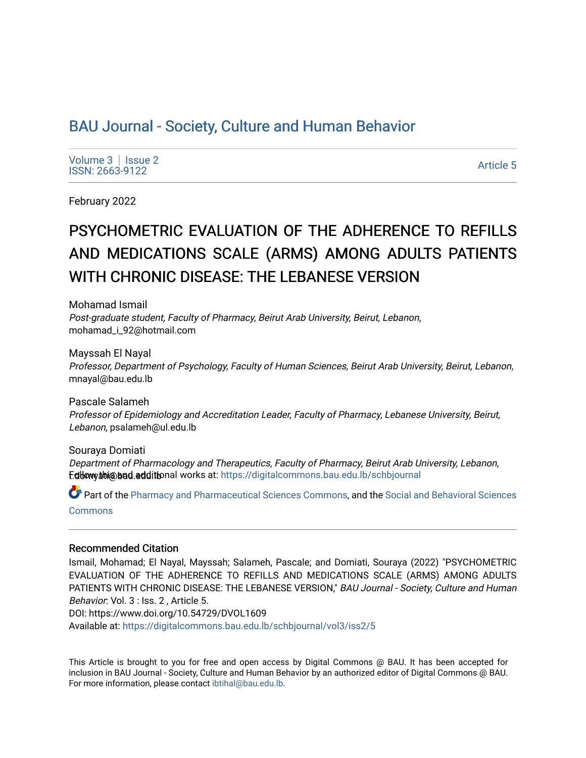BAU Journal - Society, Culture and Human Behavior

Volume 3 | Issue 2
ISSN: 2663-9122

Article 5

February 2022

# PSYCHOMETRIC EVALUATION OF THE ADHERENCE TO REFILLS AND MEDICATIONS SCALE (ARMS) AMONG ADULTS PATIENTS WITH CHRONIC DISEASE: THE LEBANESE VERSION

Mohamad Ismail
*Post-graduate student, Faculty of Pharmacy, Beirut Arab University, Beirut, Lebanon*, mohamad_i_92@hotmail.com

Mayssah El Nayal
*Professor, Department of Psychology, Faculty of Human Sciences, Beirut Arab University, Beirut, Lebanon*, mnayal@bau.edu.lb

Pascale Salameh
*Professor of Epidemiology and Accreditation Leader, Faculty of Pharmacy, Lebanese University, Beirut, Lebanon*, psalameh@ul.edu.lb

Souraya Domiati
*Department of Pharmacology and Therapeutics, Faculty of Pharmacy, Beirut Arab University, Lebanon*, t.domyati@bau.edu.lb

Follow this and additional works at: https://digitalcommons.bau.edu.lb/schbjournal

Part of the Pharmacy and Pharmaceutical Sciences Commons, and the Social and Behavioral Sciences Commons

## Recommended Citation

Ismail, Mohamad; El Nayal, Mayssah; Salameh, Pascale; and Domiati, Souraya (2022) "PSYCHOMETRIC EVALUATION OF THE ADHERENCE TO REFILLS AND MEDICATIONS SCALE (ARMS) AMONG ADULTS PATIENTS WITH CHRONIC DISEASE: THE LEBANESE VERSION," *BAU Journal - Society, Culture and Human Behavior*: Vol. 3 : Iss. 2 , Article 5.
DOI: https://www.doi.org/10.54729/DVOL1609
Available at: https://digitalcommons.bau.edu.lb/schbjournal/vol3/iss2/5

This Article is brought to you for free and open access by Digital Commons @ BAU. It has been accepted for inclusion in BAU Journal - Society, Culture and Human Behavior by an authorized editor of Digital Commons @ BAU. For more information, please contact ibtihal@bau.edu.lb.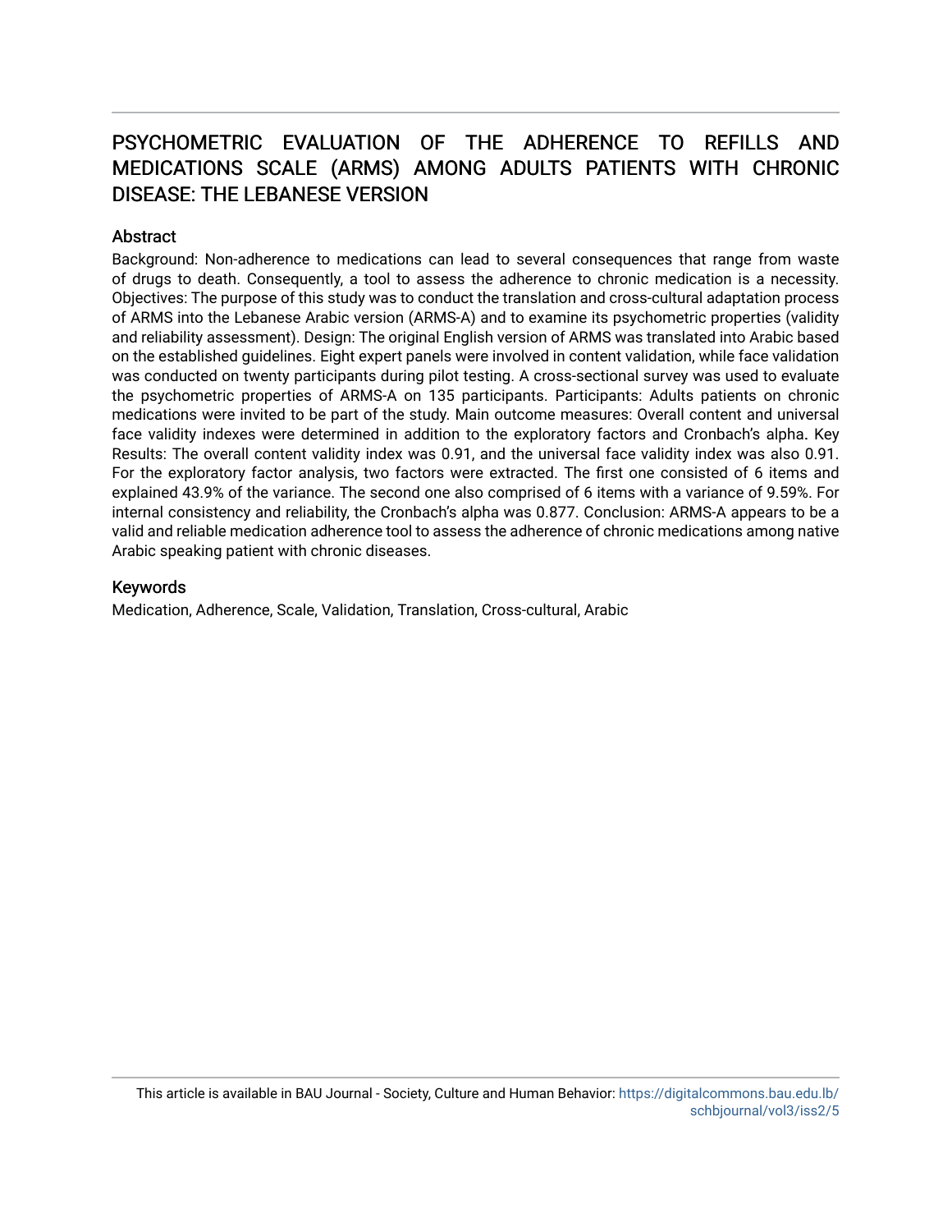# PSYCHOMETRIC EVALUATION OF THE ADHERENCE TO REFILLS AND MEDICATIONS SCALE (ARMS) AMONG ADULTS PATIENTS WITH CHRONIC DISEASE: THE LEBANESE VERSION

## Abstract

Background: Non-adherence to medications can lead to several consequences that range from waste of drugs to death. Consequently, a tool to assess the adherence to chronic medication is a necessity. Objectives: The purpose of this study was to conduct the translation and cross-cultural adaptation process of ARMS into the Lebanese Arabic version (ARMS-A) and to examine its psychometric properties (validity and reliability assessment). Design: The original English version of ARMS was translated into Arabic based on the established guidelines. Eight expert panels were involved in content validation, while face validation was conducted on twenty participants during pilot testing. A cross-sectional survey was used to evaluate the psychometric properties of ARMS-A on 135 participants. Participants: Adults patients on chronic medications were invited to be part of the study. Main outcome measures: Overall content and universal face validity indexes were determined in addition to the exploratory factors and Cronbach's alpha. Key Results: The overall content validity index was 0.91, and the universal face validity index was also 0.91. For the exploratory factor analysis, two factors were extracted. The first one consisted of 6 items and explained 43.9% of the variance. The second one also comprised of 6 items with a variance of 9.59%. For internal consistency and reliability, the Cronbach's alpha was 0.877. Conclusion: ARMS-A appears to be a valid and reliable medication adherence tool to assess the adherence of chronic medications among native Arabic speaking patient with chronic diseases.

## Keywords

Medication, Adherence, Scale, Validation, Translation, Cross-cultural, Arabic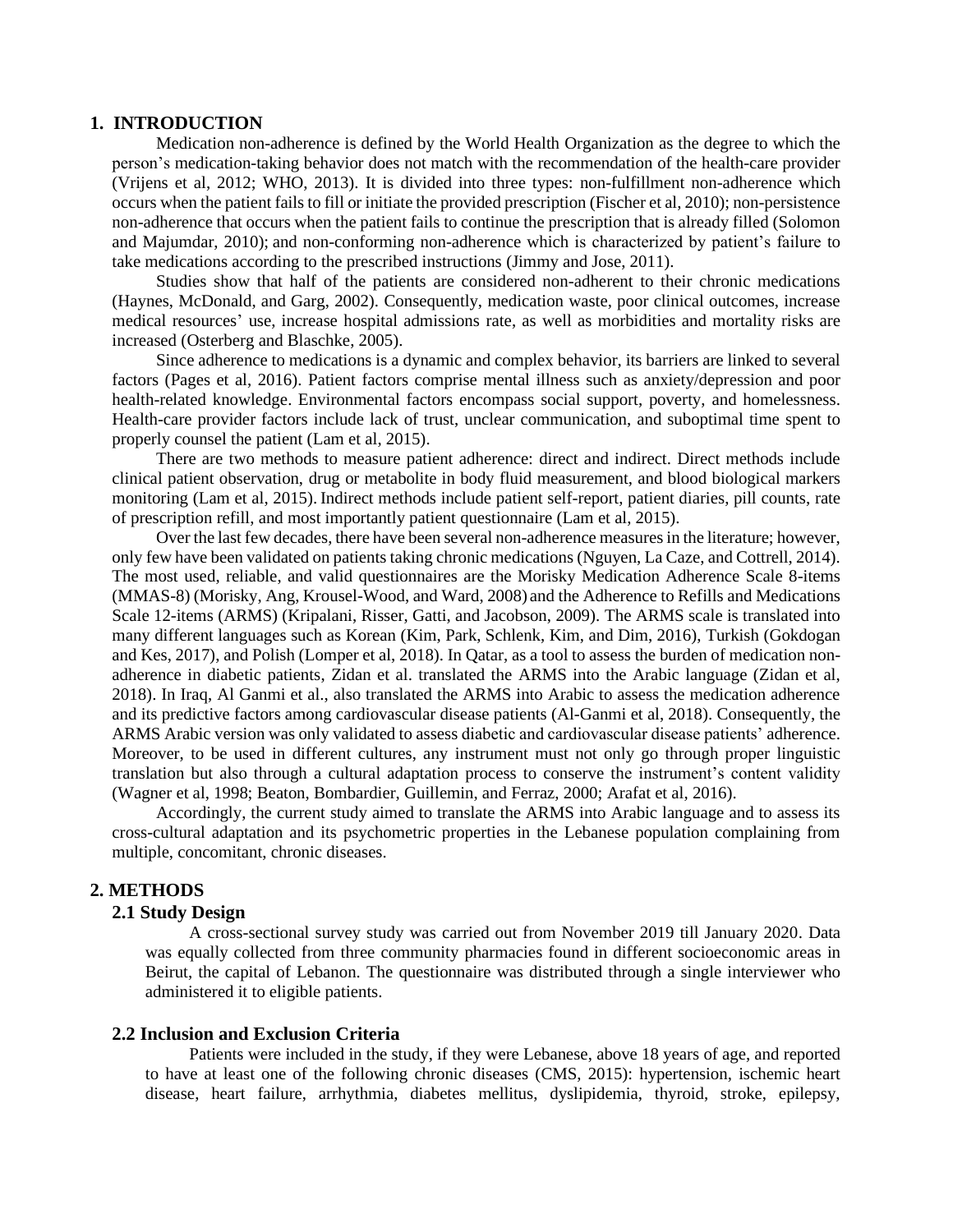## 1. INTRODUCTION

Medication non-adherence is defined by the World Health Organization as the degree to which the person's medication-taking behavior does not match with the recommendation of the health-care provider (Vrijens et al, 2012; WHO, 2013). It is divided into three types: non-fulfillment non-adherence which occurs when the patient fails to fill or initiate the provided prescription (Fischer et al, 2010); non-persistence non-adherence that occurs when the patient fails to continue the prescription that is already filled (Solomon and Majumdar, 2010); and non-conforming non-adherence which is characterized by patient's failure to take medications according to the prescribed instructions (Jimmy and Jose, 2011).

Studies show that half of the patients are considered non-adherent to their chronic medications (Haynes, McDonald, and Garg, 2002). Consequently, medication waste, poor clinical outcomes, increase medical resources' use, increase hospital admissions rate, as well as morbidities and mortality risks are increased (Osterberg and Blaschke, 2005).

Since adherence to medications is a dynamic and complex behavior, its barriers are linked to several factors (Pages et al, 2016). Patient factors comprise mental illness such as anxiety/depression and poor health-related knowledge. Environmental factors encompass social support, poverty, and homelessness. Health-care provider factors include lack of trust, unclear communication, and suboptimal time spent to properly counsel the patient (Lam et al, 2015).

There are two methods to measure patient adherence: direct and indirect. Direct methods include clinical patient observation, drug or metabolite in body fluid measurement, and blood biological markers monitoring (Lam et al, 2015). Indirect methods include patient self-report, patient diaries, pill counts, rate of prescription refill, and most importantly patient questionnaire (Lam et al, 2015).

Over the last few decades, there have been several non-adherence measures in the literature; however, only few have been validated on patients taking chronic medications (Nguyen, La Caze, and Cottrell, 2014). The most used, reliable, and valid questionnaires are the Morisky Medication Adherence Scale 8-items (MMAS-8) (Morisky, Ang, Krousel-Wood, and Ward, 2008) and the Adherence to Refills and Medications Scale 12-items (ARMS) (Kripalani, Risser, Gatti, and Jacobson, 2009). The ARMS scale is translated into many different languages such as Korean (Kim, Park, Schlenk, Kim, and Dim, 2016), Turkish (Gokdogan and Kes, 2017), and Polish (Lomper et al, 2018). In Qatar, as a tool to assess the burden of medication non-adherence in diabetic patients, Zidan et al. translated the ARMS into the Arabic language (Zidan et al, 2018). In Iraq, Al Ganmi et al., also translated the ARMS into Arabic to assess the medication adherence and its predictive factors among cardiovascular disease patients (Al-Ganmi et al, 2018). Consequently, the ARMS Arabic version was only validated to assess diabetic and cardiovascular disease patients' adherence. Moreover, to be used in different cultures, any instrument must not only go through proper linguistic translation but also through a cultural adaptation process to conserve the instrument's content validity (Wagner et al, 1998; Beaton, Bombardier, Guillemin, and Ferraz, 2000; Arafat et al, 2016).

Accordingly, the current study aimed to translate the ARMS into Arabic language and to assess its cross-cultural adaptation and its psychometric properties in the Lebanese population complaining from multiple, concomitant, chronic diseases.

## 2. METHODS

### 2.1 Study Design

A cross-sectional survey study was carried out from November 2019 till January 2020. Data was equally collected from three community pharmacies found in different socioeconomic areas in Beirut, the capital of Lebanon. The questionnaire was distributed through a single interviewer who administered it to eligible patients.

### 2.2 Inclusion and Exclusion Criteria

Patients were included in the study, if they were Lebanese, above 18 years of age, and reported to have at least one of the following chronic diseases (CMS, 2015): hypertension, ischemic heart disease, heart failure, arrhythmia, diabetes mellitus, dyslipidemia, thyroid, stroke, epilepsy,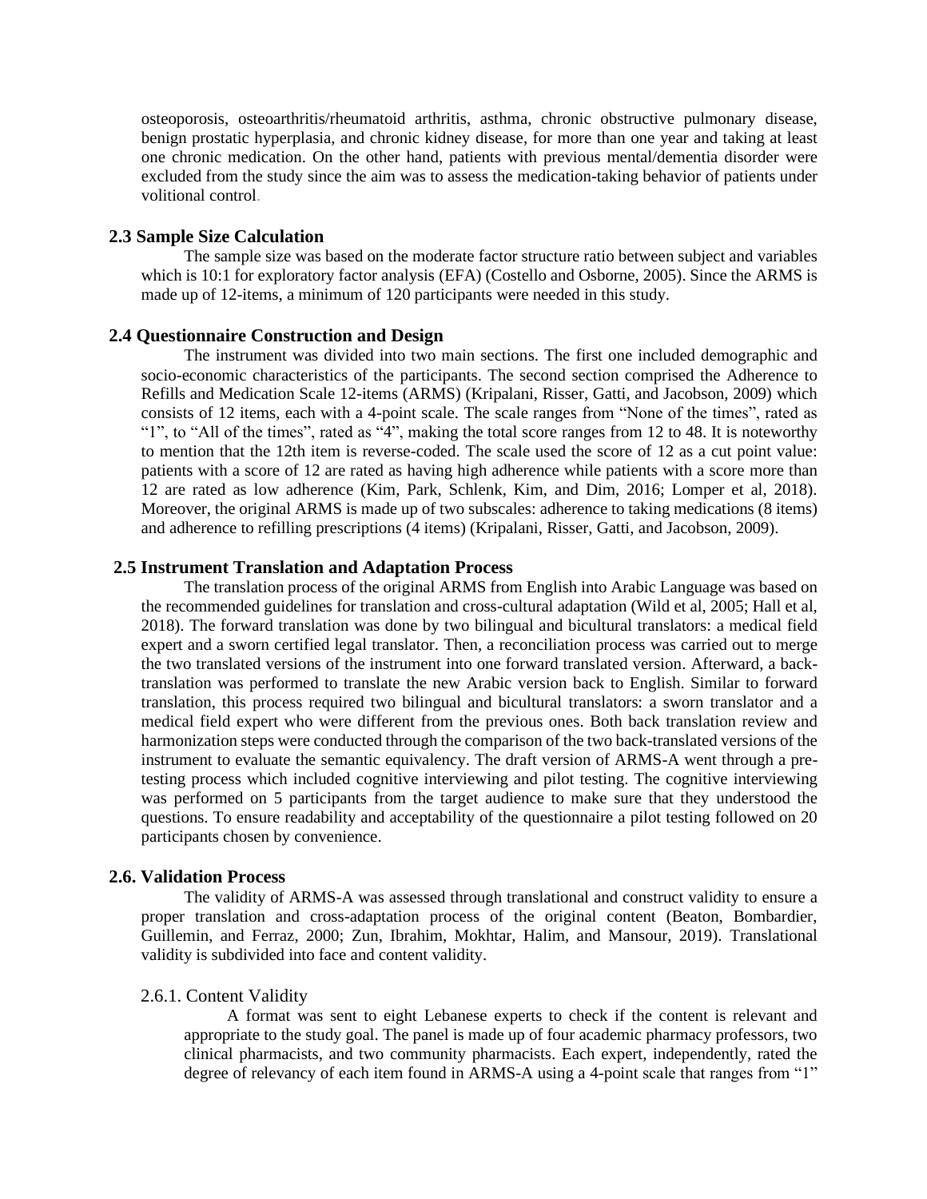osteoporosis, osteoarthritis/rheumatoid arthritis, asthma, chronic obstructive pulmonary disease, benign prostatic hyperplasia, and chronic kidney disease, for more than one year and taking at least one chronic medication. On the other hand, patients with previous mental/dementia disorder were excluded from the study since the aim was to assess the medication-taking behavior of patients under volitional control.

## 2.3 Sample Size Calculation

The sample size was based on the moderate factor structure ratio between subject and variables which is 10:1 for exploratory factor analysis (EFA) (Costello and Osborne, 2005). Since the ARMS is made up of 12-items, a minimum of 120 participants were needed in this study.

## 2.4 Questionnaire Construction and Design

The instrument was divided into two main sections. The first one included demographic and socio-economic characteristics of the participants. The second section comprised the Adherence to Refills and Medication Scale 12-items (ARMS) (Kripalani, Risser, Gatti, and Jacobson, 2009) which consists of 12 items, each with a 4-point scale. The scale ranges from "None of the times", rated as "1", to "All of the times", rated as "4", making the total score ranges from 12 to 48. It is noteworthy to mention that the 12th item is reverse-coded. The scale used the score of 12 as a cut point value: patients with a score of 12 are rated as having high adherence while patients with a score more than 12 are rated as low adherence (Kim, Park, Schlenk, Kim, and Dim, 2016; Lomper et al, 2018). Moreover, the original ARMS is made up of two subscales: adherence to taking medications (8 items) and adherence to refilling prescriptions (4 items) (Kripalani, Risser, Gatti, and Jacobson, 2009).

## 2.5 Instrument Translation and Adaptation Process

The translation process of the original ARMS from English into Arabic Language was based on the recommended guidelines for translation and cross-cultural adaptation (Wild et al, 2005; Hall et al, 2018). The forward translation was done by two bilingual and bicultural translators: a medical field expert and a sworn certified legal translator. Then, a reconciliation process was carried out to merge the two translated versions of the instrument into one forward translated version. Afterward, a back-translation was performed to translate the new Arabic version back to English. Similar to forward translation, this process required two bilingual and bicultural translators: a sworn translator and a medical field expert who were different from the previous ones. Both back translation review and harmonization steps were conducted through the comparison of the two back-translated versions of the instrument to evaluate the semantic equivalency. The draft version of ARMS-A went through a pre-testing process which included cognitive interviewing and pilot testing. The cognitive interviewing was performed on 5 participants from the target audience to make sure that they understood the questions. To ensure readability and acceptability of the questionnaire a pilot testing followed on 20 participants chosen by convenience.

## 2.6. Validation Process

The validity of ARMS-A was assessed through translational and construct validity to ensure a proper translation and cross-adaptation process of the original content (Beaton, Bombardier, Guillemin, and Ferraz, 2000; Zun, Ibrahim, Mokhtar, Halim, and Mansour, 2019). Translational validity is subdivided into face and content validity.

### 2.6.1. Content Validity

A format was sent to eight Lebanese experts to check if the content is relevant and appropriate to the study goal. The panel is made up of four academic pharmacy professors, two clinical pharmacists, and two community pharmacists. Each expert, independently, rated the degree of relevancy of each item found in ARMS-A using a 4-point scale that ranges from "1"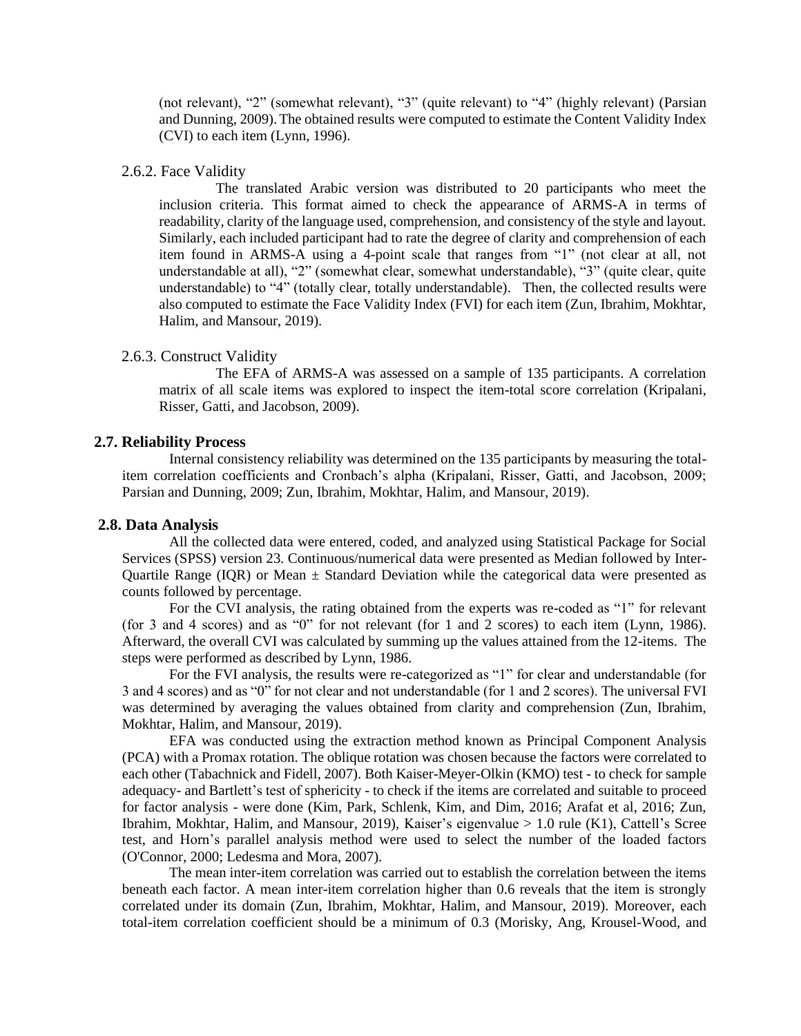(not relevant), "2" (somewhat relevant), "3" (quite relevant) to "4" (highly relevant) (Parsian and Dunning, 2009). The obtained results were computed to estimate the Content Validity Index (CVI) to each item (Lynn, 1996).

### 2.6.2. Face Validity

The translated Arabic version was distributed to 20 participants who meet the inclusion criteria. This format aimed to check the appearance of ARMS-A in terms of readability, clarity of the language used, comprehension, and consistency of the style and layout. Similarly, each included participant had to rate the degree of clarity and comprehension of each item found in ARMS-A using a 4-point scale that ranges from "1" (not clear at all, not understandable at all), "2" (somewhat clear, somewhat understandable), "3" (quite clear, quite understandable) to "4" (totally clear, totally understandable). Then, the collected results were also computed to estimate the Face Validity Index (FVI) for each item (Zun, Ibrahim, Mokhtar, Halim, and Mansour, 2019).

### 2.6.3. Construct Validity

The EFA of ARMS-A was assessed on a sample of 135 participants. A correlation matrix of all scale items was explored to inspect the item-total score correlation (Kripalani, Risser, Gatti, and Jacobson, 2009).

## 2.7. Reliability Process

Internal consistency reliability was determined on the 135 participants by measuring the total-item correlation coefficients and Cronbach's alpha (Kripalani, Risser, Gatti, and Jacobson, 2009; Parsian and Dunning, 2009; Zun, Ibrahim, Mokhtar, Halim, and Mansour, 2019).

## 2.8. Data Analysis

All the collected data were entered, coded, and analyzed using Statistical Package for Social Services (SPSS) version 23. Continuous/numerical data were presented as Median followed by Inter-Quartile Range (IQR) or Mean ± Standard Deviation while the categorical data were presented as counts followed by percentage.

For the CVI analysis, the rating obtained from the experts was re-coded as "1" for relevant (for 3 and 4 scores) and as "0" for not relevant (for 1 and 2 scores) to each item (Lynn, 1986). Afterward, the overall CVI was calculated by summing up the values attained from the 12-items. The steps were performed as described by Lynn, 1986.

For the FVI analysis, the results were re-categorized as "1" for clear and understandable (for 3 and 4 scores) and as "0" for not clear and not understandable (for 1 and 2 scores). The universal FVI was determined by averaging the values obtained from clarity and comprehension (Zun, Ibrahim, Mokhtar, Halim, and Mansour, 2019).

EFA was conducted using the extraction method known as Principal Component Analysis (PCA) with a Promax rotation. The oblique rotation was chosen because the factors were correlated to each other (Tabachnick and Fidell, 2007). Both Kaiser-Meyer-Olkin (KMO) test - to check for sample adequacy- and Bartlett's test of sphericity - to check if the items are correlated and suitable to proceed for factor analysis - were done (Kim, Park, Schlenk, Kim, and Dim, 2016; Arafat et al, 2016; Zun, Ibrahim, Mokhtar, Halim, and Mansour, 2019), Kaiser's eigenvalue > 1.0 rule (K1), Cattell's Scree test, and Horn's parallel analysis method were used to select the number of the loaded factors (O'Connor, 2000; Ledesma and Mora, 2007).

The mean inter-item correlation was carried out to establish the correlation between the items beneath each factor. A mean inter-item correlation higher than 0.6 reveals that the item is strongly correlated under its domain (Zun, Ibrahim, Mokhtar, Halim, and Mansour, 2019). Moreover, each total-item correlation coefficient should be a minimum of 0.3 (Morisky, Ang, Krousel-Wood, and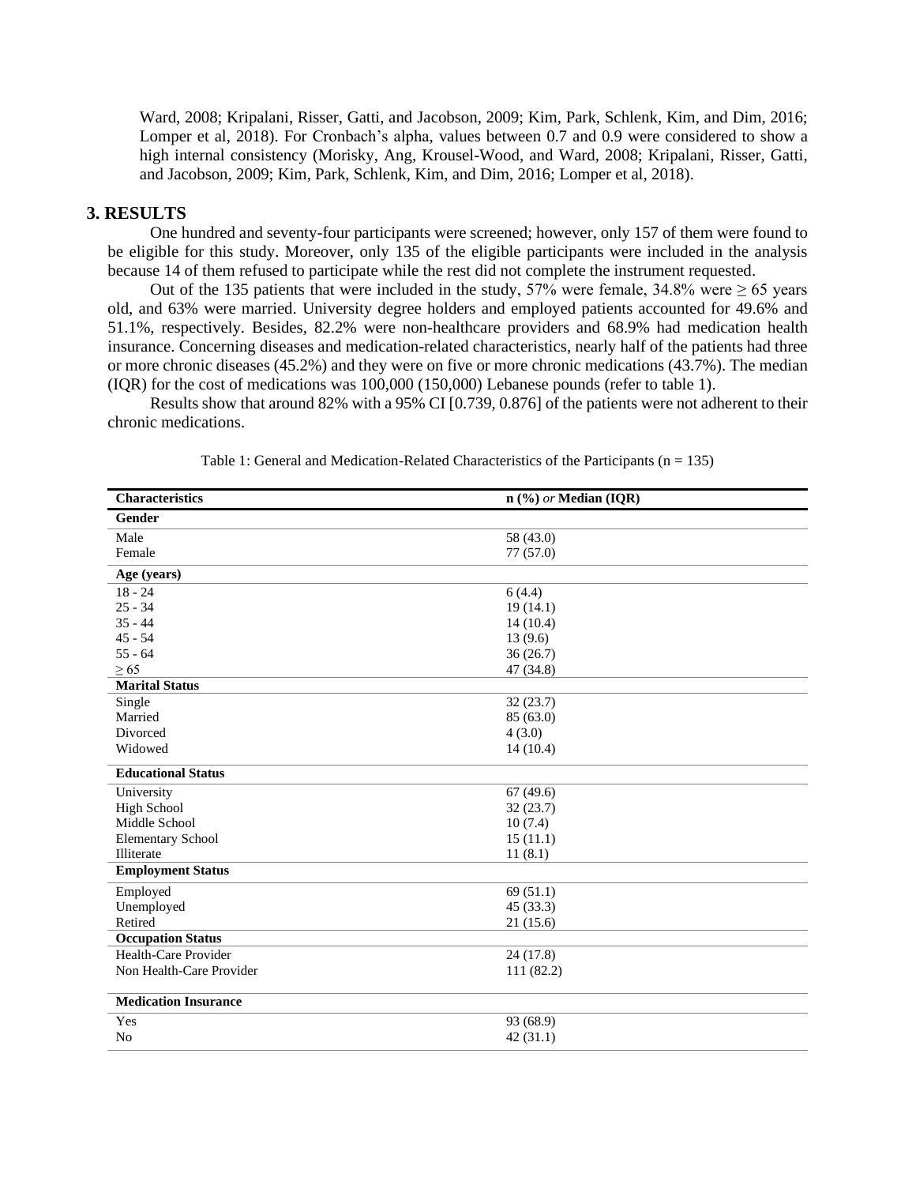Ward, 2008; Kripalani, Risser, Gatti, and Jacobson, 2009; Kim, Park, Schlenk, Kim, and Dim, 2016; Lomper et al, 2018). For Cronbach's alpha, values between 0.7 and 0.9 were considered to show a high internal consistency (Morisky, Ang, Krousel-Wood, and Ward, 2008; Kripalani, Risser, Gatti, and Jacobson, 2009; Kim, Park, Schlenk, Kim, and Dim, 2016; Lomper et al, 2018).

## 3. RESULTS

One hundred and seventy-four participants were screened; however, only 157 of them were found to be eligible for this study. Moreover, only 135 of the eligible participants were included in the analysis because 14 of them refused to participate while the rest did not complete the instrument requested.

Out of the 135 patients that were included in the study, 57% were female, 34.8% were ≥ 65 years old, and 63% were married. University degree holders and employed patients accounted for 49.6% and 51.1%, respectively. Besides, 82.2% were non-healthcare providers and 68.9% had medication health insurance. Concerning diseases and medication-related characteristics, nearly half of the patients had three or more chronic diseases (45.2%) and they were on five or more chronic medications (43.7%). The median (IQR) for the cost of medications was 100,000 (150,000) Lebanese pounds (refer to table 1).

Results show that around 82% with a 95% CI [0.739, 0.876] of the patients were not adherent to their chronic medications.

Table 1: General and Medication-Related Characteristics of the Participants (n = 135)

| Characteristics | n (%) *or* Median (IQR) |
|---|---|
| **Gender** | |
| Male | 58 (43.0) |
| Female | 77 (57.0) |
| **Age (years)** | |
| 18 - 24 | 6 (4.4) |
| 25 - 34 | 19 (14.1) |
| 35 - 44 | 14 (10.4) |
| 45 - 54 | 13 (9.6) |
| 55 - 64 | 36 (26.7) |
| ≥ 65 | 47 (34.8) |
| **Marital Status** | |
| Single | 32 (23.7) |
| Married | 85 (63.0) |
| Divorced | 4 (3.0) |
| Widowed | 14 (10.4) |
| **Educational Status** | |
| University | 67 (49.6) |
| High School | 32 (23.7) |
| Middle School | 10 (7.4) |
| Elementary School | 15 (11.1) |
| Illiterate | 11 (8.1) |
| **Employment Status** | |
| Employed | 69 (51.1) |
| Unemployed | 45 (33.3) |
| Retired | 21 (15.6) |
| **Occupation Status** | |
| Health-Care Provider | 24 (17.8) |
| Non Health-Care Provider | 111 (82.2) |
| **Medication Insurance** | |
| Yes | 93 (68.9) |
| No | 42 (31.1) |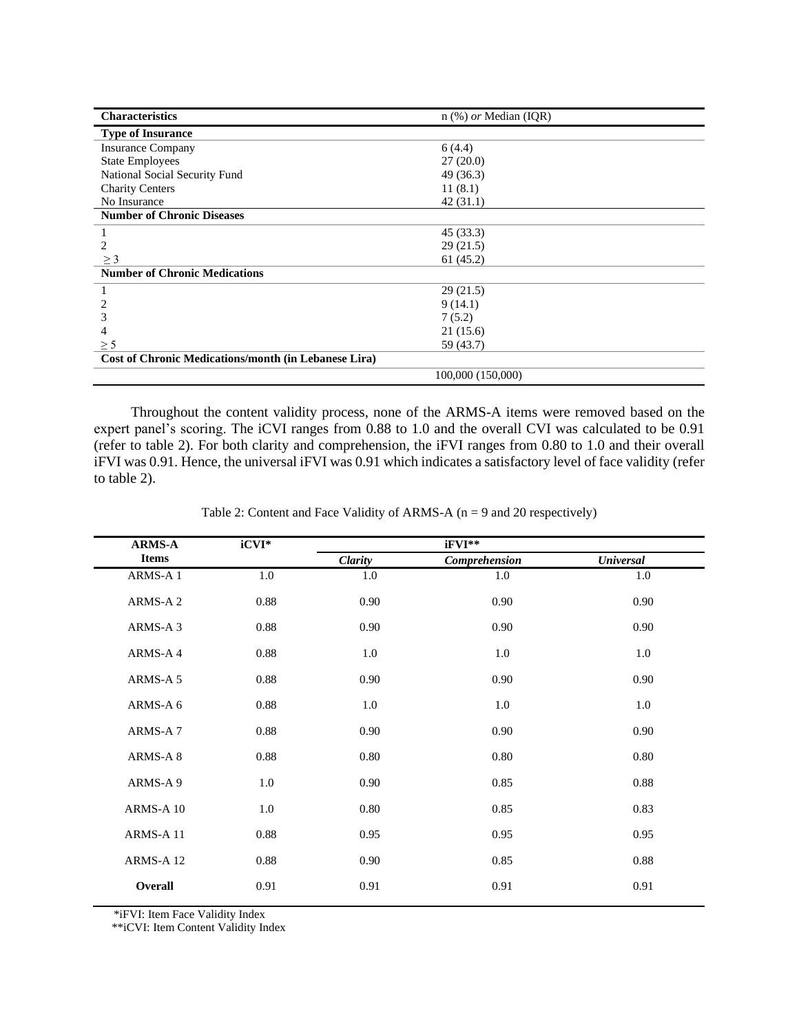| Characteristics | n (%) *or* Median (IQR) |
|---|---|
| **Type of Insurance** | |
| Insurance Company | 6 (4.4) |
| State Employees | 27 (20.0) |
| National Social Security Fund | 49 (36.3) |
| Charity Centers | 11 (8.1) |
| No Insurance | 42 (31.1) |
| **Number of Chronic Diseases** | |
| 1 | 45 (33.3) |
| 2 | 29 (21.5) |
| ≥ 3 | 61 (45.2) |
| **Number of Chronic Medications** | |
| 1 | 29 (21.5) |
| 2 | 9 (14.1) |
| 3 | 7 (5.2) |
| 4 | 21 (15.6) |
| ≥ 5 | 59 (43.7) |
| **Cost of Chronic Medications/month (in Lebanese Lira)** | |
| | 100,000 (150,000) |

Throughout the content validity process, none of the ARMS-A items were removed based on the expert panel's scoring. The iCVI ranges from 0.88 to 1.0 and the overall CVI was calculated to be 0.91 (refer to table 2). For both clarity and comprehension, the iFVI ranges from 0.80 to 1.0 and their overall iFVI was 0.91. Hence, the universal iFVI was 0.91 which indicates a satisfactory level of face validity (refer to table 2).

Table 2: Content and Face Validity of ARMS-A (n = 9 and 20 respectively)

| ARMS-A Items | iCVI* | iFVI** | | |
|---|---|---|---|---|
| | | *Clarity* | *Comprehension* | *Universal* |
| ARMS-A 1 | 1.0 | 1.0 | 1.0 | 1.0 |
| ARMS-A 2 | 0.88 | 0.90 | 0.90 | 0.90 |
| ARMS-A 3 | 0.88 | 0.90 | 0.90 | 0.90 |
| ARMS-A 4 | 0.88 | 1.0 | 1.0 | 1.0 |
| ARMS-A 5 | 0.88 | 0.90 | 0.90 | 0.90 |
| ARMS-A 6 | 0.88 | 1.0 | 1.0 | 1.0 |
| ARMS-A 7 | 0.88 | 0.90 | 0.90 | 0.90 |
| ARMS-A 8 | 0.88 | 0.80 | 0.80 | 0.80 |
| ARMS-A 9 | 1.0 | 0.90 | 0.85 | 0.88 |
| ARMS-A 10 | 1.0 | 0.80 | 0.85 | 0.83 |
| ARMS-A 11 | 0.88 | 0.95 | 0.95 | 0.95 |
| ARMS-A 12 | 0.88 | 0.90 | 0.85 | 0.88 |
| **Overall** | 0.91 | 0.91 | 0.91 | 0.91 |

*iFVI: Item Face Validity Index
**iCVI: Item Content Validity Index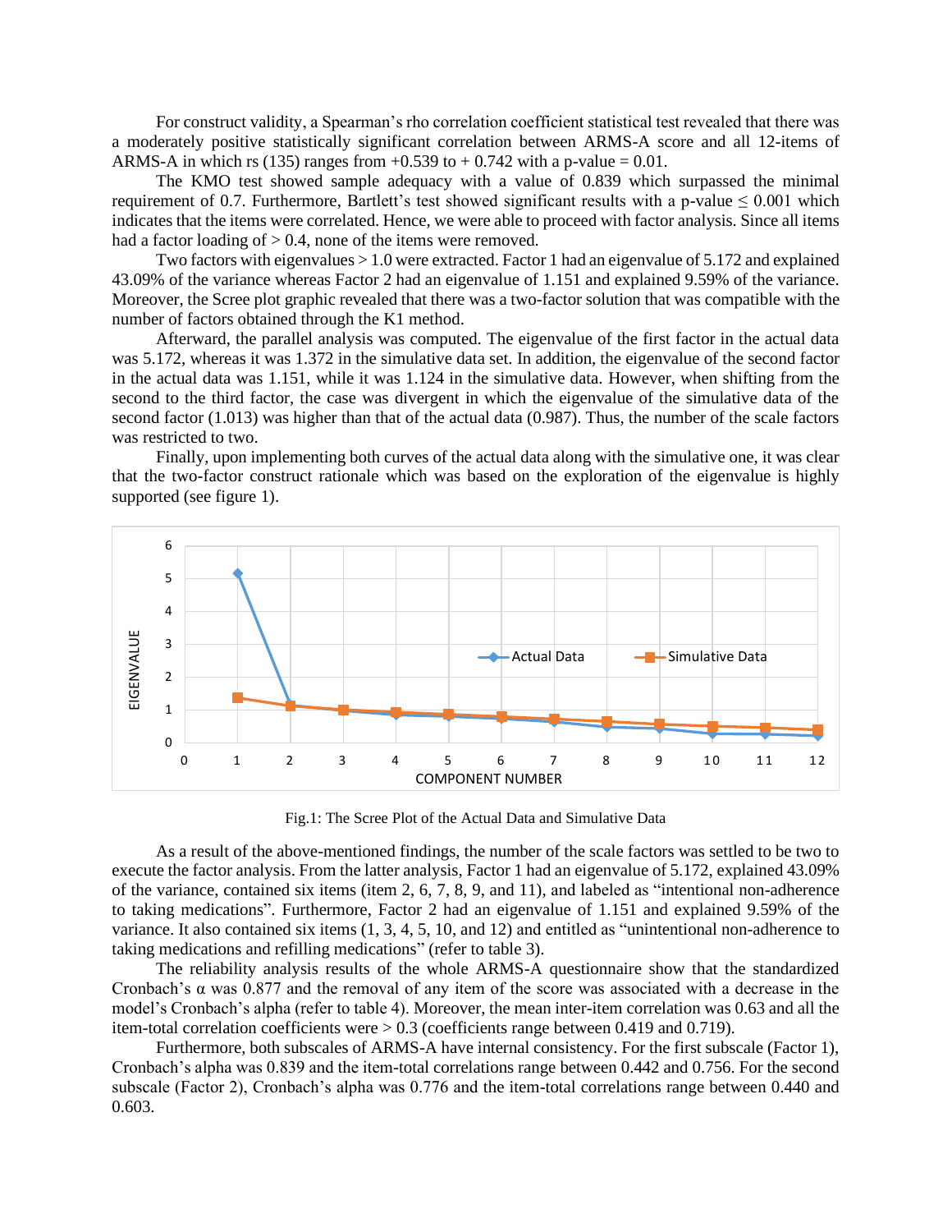For construct validity, a Spearman's rho correlation coefficient statistical test revealed that there was a moderately positive statistically significant correlation between ARMS-A score and all 12-items of ARMS-A in which rs (135) ranges from +0.539 to + 0.742 with a p-value = 0.01.

The KMO test showed sample adequacy with a value of 0.839 which surpassed the minimal requirement of 0.7. Furthermore, Bartlett's test showed significant results with a p-value ≤ 0.001 which indicates that the items were correlated. Hence, we were able to proceed with factor analysis. Since all items had a factor loading of > 0.4, none of the items were removed.

Two factors with eigenvalues > 1.0 were extracted. Factor 1 had an eigenvalue of 5.172 and explained 43.09% of the variance whereas Factor 2 had an eigenvalue of 1.151 and explained 9.59% of the variance. Moreover, the Scree plot graphic revealed that there was a two-factor solution that was compatible with the number of factors obtained through the K1 method.

Afterward, the parallel analysis was computed. The eigenvalue of the first factor in the actual data was 5.172, whereas it was 1.372 in the simulative data set. In addition, the eigenvalue of the second factor in the actual data was 1.151, while it was 1.124 in the simulative data. However, when shifting from the second to the third factor, the case was divergent in which the eigenvalue of the simulative data of the second factor (1.013) was higher than that of the actual data (0.987). Thus, the number of the scale factors was restricted to two.

Finally, upon implementing both curves of the actual data along with the simulative one, it was clear that the two-factor construct rationale which was based on the exploration of the eigenvalue is highly supported (see figure 1).

Fig.1: The Scree Plot of the Actual Data and Simulative Data

As a result of the above-mentioned findings, the number of the scale factors was settled to be two to execute the factor analysis. From the latter analysis, Factor 1 had an eigenvalue of 5.172, explained 43.09% of the variance, contained six items (item 2, 6, 7, 8, 9, and 11), and labeled as "intentional non-adherence to taking medications". Furthermore, Factor 2 had an eigenvalue of 1.151 and explained 9.59% of the variance. It also contained six items (1, 3, 4, 5, 10, and 12) and entitled as "unintentional non-adherence to taking medications and refilling medications" (refer to table 3).

The reliability analysis results of the whole ARMS-A questionnaire show that the standardized Cronbach's α was 0.877 and the removal of any item of the score was associated with a decrease in the model's Cronbach's alpha (refer to table 4). Moreover, the mean inter-item correlation was 0.63 and all the item-total correlation coefficients were > 0.3 (coefficients range between 0.419 and 0.719).

Furthermore, both subscales of ARMS-A have internal consistency. For the first subscale (Factor 1), Cronbach's alpha was 0.839 and the item-total correlations range between 0.442 and 0.756. For the second subscale (Factor 2), Cronbach's alpha was 0.776 and the item-total correlations range between 0.440 and 0.603.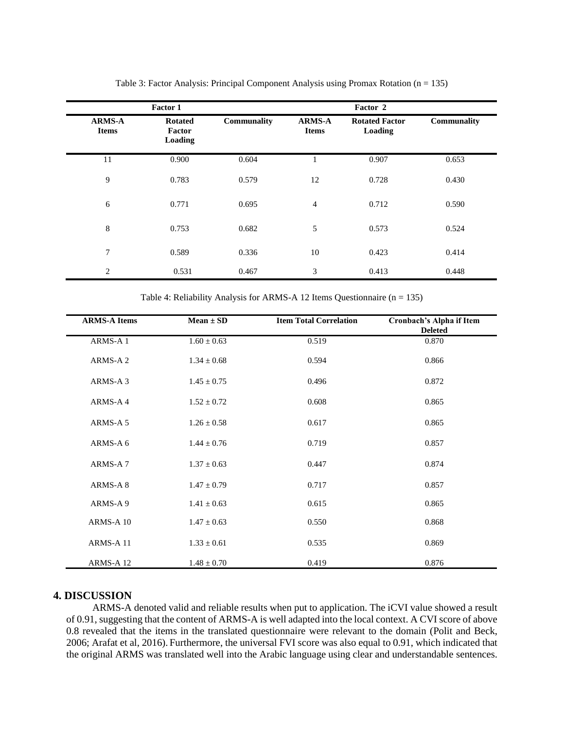Table 3: Factor Analysis: Principal Component Analysis using Promax Rotation (n = 135)

| Factor 1 | | | Factor 2 | | |
|---|---|---|---|---|---|
| ARMS-A Items | Rotated Factor Loading | Communality | ARMS-A Items | Rotated Factor Loading | Communality |
| 11 | 0.900 | 0.604 | 1 | 0.907 | 0.653 |
| 9 | 0.783 | 0.579 | 12 | 0.728 | 0.430 |
| 6 | 0.771 | 0.695 | 4 | 0.712 | 0.590 |
| 8 | 0.753 | 0.682 | 5 | 0.573 | 0.524 |
| 7 | 0.589 | 0.336 | 10 | 0.423 | 0.414 |
| 2 | 0.531 | 0.467 | 3 | 0.413 | 0.448 |

Table 4: Reliability Analysis for ARMS-A 12 Items Questionnaire (n = 135)

| ARMS-A Items | Mean ± SD | Item Total Correlation | Cronbach's Alpha if Item Deleted |
|---|---|---|---|
| ARMS-A 1 | 1.60 ± 0.63 | 0.519 | 0.870 |
| ARMS-A 2 | 1.34 ± 0.68 | 0.594 | 0.866 |
| ARMS-A 3 | 1.45 ± 0.75 | 0.496 | 0.872 |
| ARMS-A 4 | 1.52 ± 0.72 | 0.608 | 0.865 |
| ARMS-A 5 | 1.26 ± 0.58 | 0.617 | 0.865 |
| ARMS-A 6 | 1.44 ± 0.76 | 0.719 | 0.857 |
| ARMS-A 7 | 1.37 ± 0.63 | 0.447 | 0.874 |
| ARMS-A 8 | 1.47 ± 0.79 | 0.717 | 0.857 |
| ARMS-A 9 | 1.41 ± 0.63 | 0.615 | 0.865 |
| ARMS-A 10 | 1.47 ± 0.63 | 0.550 | 0.868 |
| ARMS-A 11 | 1.33 ± 0.61 | 0.535 | 0.869 |
| ARMS-A 12 | 1.48 ± 0.70 | 0.419 | 0.876 |

## 4. DISCUSSION

ARMS-A denoted valid and reliable results when put to application. The iCVI value showed a result of 0.91, suggesting that the content of ARMS-A is well adapted into the local context. A CVI score of above 0.8 revealed that the items in the translated questionnaire were relevant to the domain (Polit and Beck, 2006; Arafat et al, 2016). Furthermore, the universal FVI score was also equal to 0.91, which indicated that the original ARMS was translated well into the Arabic language using clear and understandable sentences.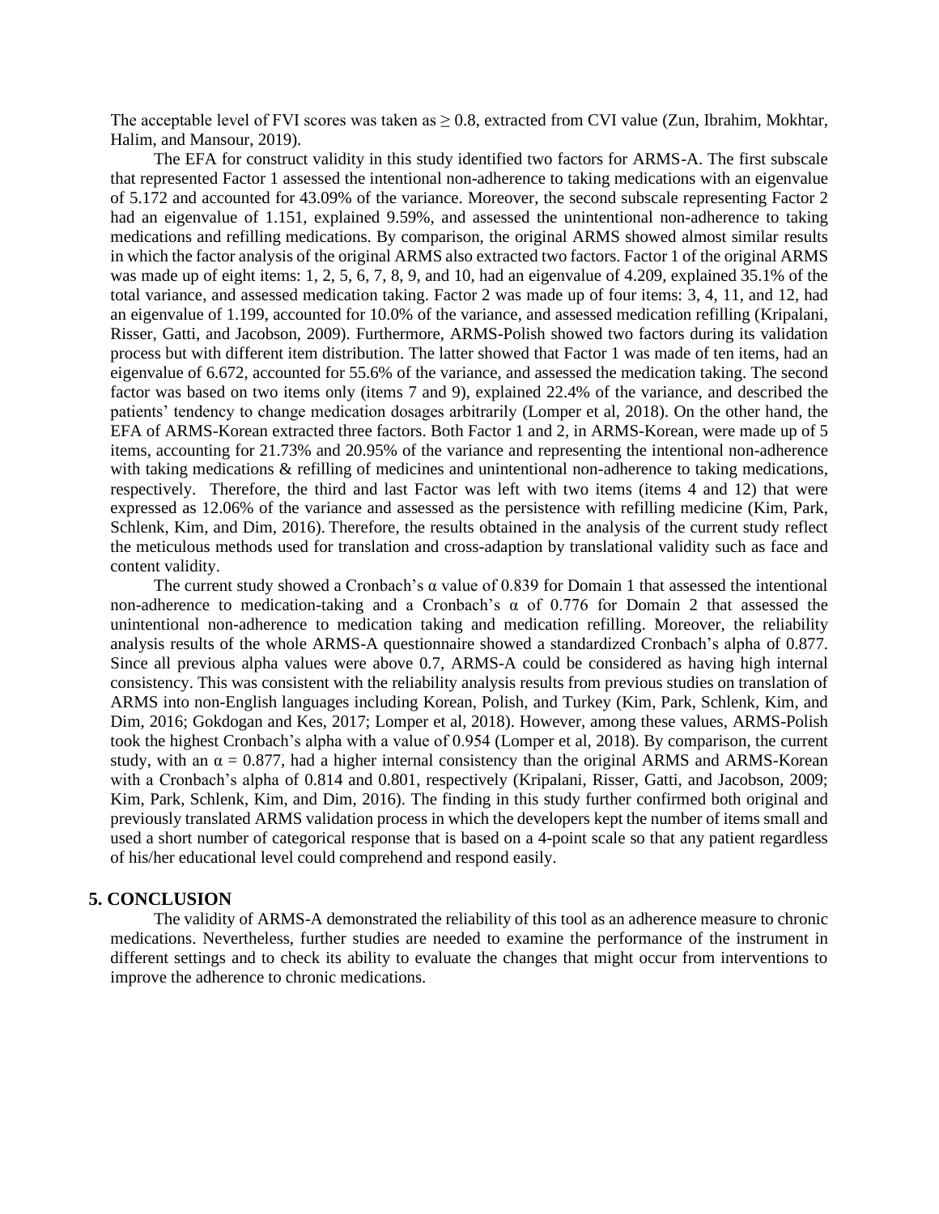The acceptable level of FVI scores was taken as ≥ 0.8, extracted from CVI value (Zun, Ibrahim, Mokhtar, Halim, and Mansour, 2019).

The EFA for construct validity in this study identified two factors for ARMS-A. The first subscale that represented Factor 1 assessed the intentional non-adherence to taking medications with an eigenvalue of 5.172 and accounted for 43.09% of the variance. Moreover, the second subscale representing Factor 2 had an eigenvalue of 1.151, explained 9.59%, and assessed the unintentional non-adherence to taking medications and refilling medications. By comparison, the original ARMS showed almost similar results in which the factor analysis of the original ARMS also extracted two factors. Factor 1 of the original ARMS was made up of eight items: 1, 2, 5, 6, 7, 8, 9, and 10, had an eigenvalue of 4.209, explained 35.1% of the total variance, and assessed medication taking. Factor 2 was made up of four items: 3, 4, 11, and 12, had an eigenvalue of 1.199, accounted for 10.0% of the variance, and assessed medication refilling (Kripalani, Risser, Gatti, and Jacobson, 2009). Furthermore, ARMS-Polish showed two factors during its validation process but with different item distribution. The latter showed that Factor 1 was made of ten items, had an eigenvalue of 6.672, accounted for 55.6% of the variance, and assessed the medication taking. The second factor was based on two items only (items 7 and 9), explained 22.4% of the variance, and described the patients' tendency to change medication dosages arbitrarily (Lomper et al, 2018). On the other hand, the EFA of ARMS-Korean extracted three factors. Both Factor 1 and 2, in ARMS-Korean, were made up of 5 items, accounting for 21.73% and 20.95% of the variance and representing the intentional non-adherence with taking medications & refilling of medicines and unintentional non-adherence to taking medications, respectively. Therefore, the third and last Factor was left with two items (items 4 and 12) that were expressed as 12.06% of the variance and assessed as the persistence with refilling medicine (Kim, Park, Schlenk, Kim, and Dim, 2016). Therefore, the results obtained in the analysis of the current study reflect the meticulous methods used for translation and cross-adaption by translational validity such as face and content validity.

The current study showed a Cronbach's α value of 0.839 for Domain 1 that assessed the intentional non-adherence to medication-taking and a Cronbach's α of 0.776 for Domain 2 that assessed the unintentional non-adherence to medication taking and medication refilling. Moreover, the reliability analysis results of the whole ARMS-A questionnaire showed a standardized Cronbach's alpha of 0.877. Since all previous alpha values were above 0.7, ARMS-A could be considered as having high internal consistency. This was consistent with the reliability analysis results from previous studies on translation of ARMS into non-English languages including Korean, Polish, and Turkey (Kim, Park, Schlenk, Kim, and Dim, 2016; Gokdogan and Kes, 2017; Lomper et al, 2018). However, among these values, ARMS-Polish took the highest Cronbach's alpha with a value of 0.954 (Lomper et al, 2018). By comparison, the current study, with an α = 0.877, had a higher internal consistency than the original ARMS and ARMS-Korean with a Cronbach's alpha of 0.814 and 0.801, respectively (Kripalani, Risser, Gatti, and Jacobson, 2009; Kim, Park, Schlenk, Kim, and Dim, 2016). The finding in this study further confirmed both original and previously translated ARMS validation process in which the developers kept the number of items small and used a short number of categorical response that is based on a 4-point scale so that any patient regardless of his/her educational level could comprehend and respond easily.

## 5. CONCLUSION

The validity of ARMS-A demonstrated the reliability of this tool as an adherence measure to chronic medications. Nevertheless, further studies are needed to examine the performance of the instrument in different settings and to check its ability to evaluate the changes that might occur from interventions to improve the adherence to chronic medications.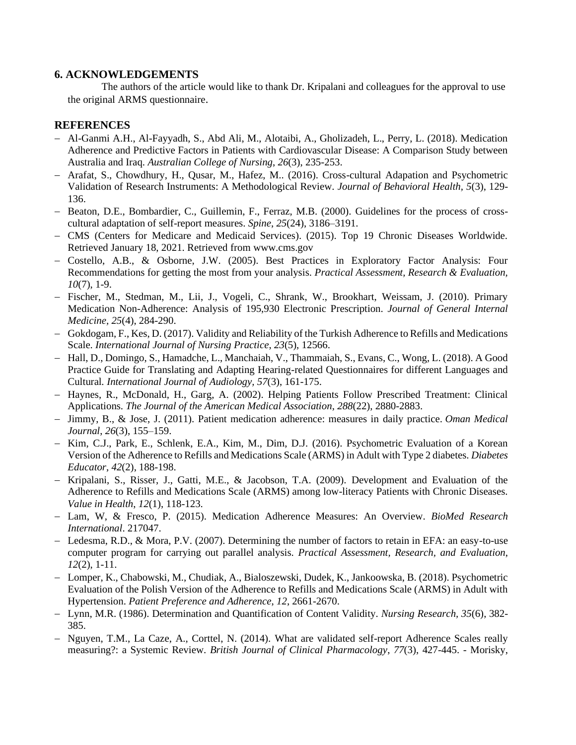## 6. ACKNOWLEDGEMENTS

The authors of the article would like to thank Dr. Kripalani and colleagues for the approval to use the original ARMS questionnaire.

## REFERENCES

- Al-Ganmi A.H., Al-Fayyadh, S., Abd Ali, M., Alotaibi, A., Gholizadeh, L., Perry, L. (2018). Medication Adherence and Predictive Factors in Patients with Cardiovascular Disease: A Comparison Study between Australia and Iraq. *Australian College of Nursing*, *26*(3), 235-253.
- Arafat, S., Chowdhury, H., Qusar, M., Hafez, M.. (2016). Cross-cultural Adapation and Psychometric Validation of Research Instruments: A Methodological Review. *Journal of Behavioral Health*, *5*(3), 129-136.
- Beaton, D.E., Bombardier, C., Guillemin, F., Ferraz, M.B. (2000). Guidelines for the process of cross-cultural adaptation of self-report measures. *Spine*, *25*(24), 3186–3191.
- CMS (Centers for Medicare and Medicaid Services). (2015). Top 19 Chronic Diseases Worldwide. Retrieved January 18, 2021. Retrieved from www.cms.gov
- Costello, A.B., & Osborne, J.W. (2005). Best Practices in Exploratory Factor Analysis: Four Recommendations for getting the most from your analysis. *Practical Assessment, Research & Evaluation, 10*(7), 1-9.
- Fischer, M., Stedman, M., Lii, J., Vogeli, C., Shrank, W., Brookhart, Weissam, J. (2010). Primary Medication Non-Adherence: Analysis of 195,930 Electronic Prescription. *Journal of General Internal Medicine, 25*(4), 284-290.
- Gokdogam, F., Kes, D. (2017). Validity and Reliability of the Turkish Adherence to Refills and Medications Scale. *International Journal of Nursing Practice*, *23*(5), 12566.
- Hall, D., Domingo, S., Hamadche, L., Manchaiah, V., Thammaiah, S., Evans, C., Wong, L. (2018). A Good Practice Guide for Translating and Adapting Hearing-related Questionnaires for different Languages and Cultural. *International Journal of Audiology, 57*(3), 161-175.
- Haynes, R., McDonald, H., Garg, A. (2002). Helping Patients Follow Prescribed Treatment: Clinical Applications. *The Journal of the American Medical Association*, *288*(22), 2880-2883.
- Jimmy, B., & Jose, J. (2011). Patient medication adherence: measures in daily practice. *Oman Medical Journal, 26*(3), 155–159.
- Kim, C.J., Park, E., Schlenk, E.A., Kim, M., Dim, D.J. (2016). Psychometric Evaluation of a Korean Version of the Adherence to Refills and Medications Scale (ARMS) in Adult with Type 2 diabetes. *Diabetes Educator*, *42*(2), 188-198.
- Kripalani, S., Risser, J., Gatti, M.E., & Jacobson, T.A. (2009). Development and Evaluation of the Adherence to Refills and Medications Scale (ARMS) among low-literacy Patients with Chronic Diseases. *Value in Health*, *12*(1), 118-123.
- Lam, W, & Fresco, P. (2015). Medication Adherence Measures: An Overview. *BioMed Research International*. 217047.
- Ledesma, R.D., & Mora, P.V. (2007). Determining the number of factors to retain in EFA: an easy-to-use computer program for carrying out parallel analysis. *Practical Assessment, Research, and Evaluation*, *12*(2), 1-11.
- Lomper, K., Chabowski, M., Chudiak, A., Bialoszewski, Dudek, K., Jankoowska, B. (2018). Psychometric Evaluation of the Polish Version of the Adherence to Refills and Medications Scale (ARMS) in Adult with Hypertension. *Patient Preference and Adherence, 12*, 2661-2670.
- Lynn, M.R. (1986). Determination and Quantification of Content Validity. *Nursing Research*, *35*(6), 382-385.
- Nguyen, T.M., La Caze, A., Corttel, N. (2014). What are validated self-report Adherence Scales really measuring?: a Systemic Review. *British Journal of Clinical Pharmacology*, *77*(3), 427-445. - Morisky,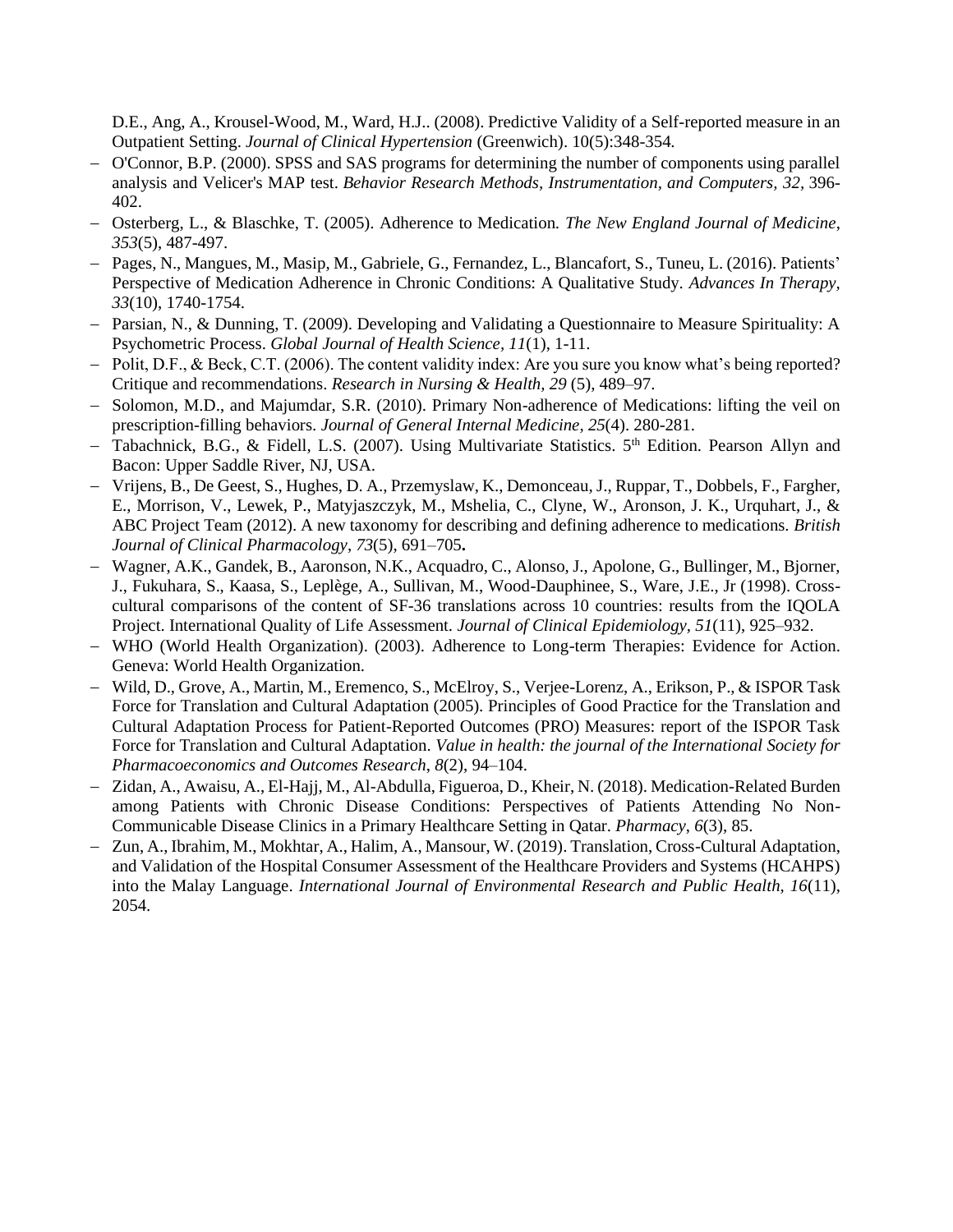D.E., Ang, A., Krousel-Wood, M., Ward, H.J.. (2008). Predictive Validity of a Self-reported measure in an Outpatient Setting. *Journal of Clinical Hypertension* (Greenwich). 10(5):348-354.

- O'Connor, B.P. (2000). SPSS and SAS programs for determining the number of components using parallel analysis and Velicer's MAP test. *Behavior Research Methods, Instrumentation, and Computers, 32*, 396-402.
- Osterberg, L., & Blaschke, T. (2005). Adherence to Medication. *The New England Journal of Medicine*, *353*(5), 487-497.
- Pages, N., Mangues, M., Masip, M., Gabriele, G., Fernandez, L., Blancafort, S., Tuneu, L. (2016). Patients' Perspective of Medication Adherence in Chronic Conditions: A Qualitative Study. *Advances In Therapy*, *33*(10), 1740-1754.
- Parsian, N., & Dunning, T. (2009). Developing and Validating a Questionnaire to Measure Spirituality: A Psychometric Process. *Global Journal of Health Science, 11*(1), 1-11.
- Polit, D.F., & Beck, C.T. (2006). The content validity index: Are you sure you know what's being reported? Critique and recommendations. *Research in Nursing & Health, 29* (5), 489–97.
- Solomon, M.D., and Majumdar, S.R. (2010). Primary Non-adherence of Medications: lifting the veil on prescription-filling behaviors. *Journal of General Internal Medicine, 25*(4). 280-281.
- Tabachnick, B.G., & Fidell, L.S. (2007). Using Multivariate Statistics. 5th Edition. Pearson Allyn and Bacon: Upper Saddle River, NJ, USA.
- Vrijens, B., De Geest, S., Hughes, D. A., Przemyslaw, K., Demonceau, J., Ruppar, T., Dobbels, F., Fargher, E., Morrison, V., Lewek, P., Matyjaszczyk, M., Mshelia, C., Clyne, W., Aronson, J. K., Urquhart, J., & ABC Project Team (2012). A new taxonomy for describing and defining adherence to medications. *British Journal of Clinical Pharmacology*, *73*(5), 691–705**.**
- Wagner, A.K., Gandek, B., Aaronson, N.K., Acquadro, C., Alonso, J., Apolone, G., Bullinger, M., Bjorner, J., Fukuhara, S., Kaasa, S., Leplège, A., Sullivan, M., Wood-Dauphinee, S., Ware, J.E., Jr (1998). Cross-cultural comparisons of the content of SF-36 translations across 10 countries: results from the IQOLA Project. International Quality of Life Assessment. *Journal of Clinical Epidemiology*, *51*(11), 925–932.
- WHO (World Health Organization). (2003). Adherence to Long-term Therapies: Evidence for Action. Geneva: World Health Organization.
- Wild, D., Grove, A., Martin, M., Eremenco, S., McElroy, S., Verjee-Lorenz, A., Erikson, P., & ISPOR Task Force for Translation and Cultural Adaptation (2005). Principles of Good Practice for the Translation and Cultural Adaptation Process for Patient-Reported Outcomes (PRO) Measures: report of the ISPOR Task Force for Translation and Cultural Adaptation. *Value in health: the journal of the International Society for Pharmacoeconomics and Outcomes Research*, *8*(2), 94–104.
- Zidan, A., Awaisu, A., El-Hajj, M., Al-Abdulla, Figueroa, D., Kheir, N. (2018). Medication-Related Burden among Patients with Chronic Disease Conditions: Perspectives of Patients Attending No Non-Communicable Disease Clinics in a Primary Healthcare Setting in Qatar. *Pharmacy*, *6*(3), 85.
- Zun, A., Ibrahim, M., Mokhtar, A., Halim, A., Mansour, W. (2019). Translation, Cross-Cultural Adaptation, and Validation of the Hospital Consumer Assessment of the Healthcare Providers and Systems (HCAHPS) into the Malay Language. *International Journal of Environmental Research and Public Health*, *16*(11), 2054.